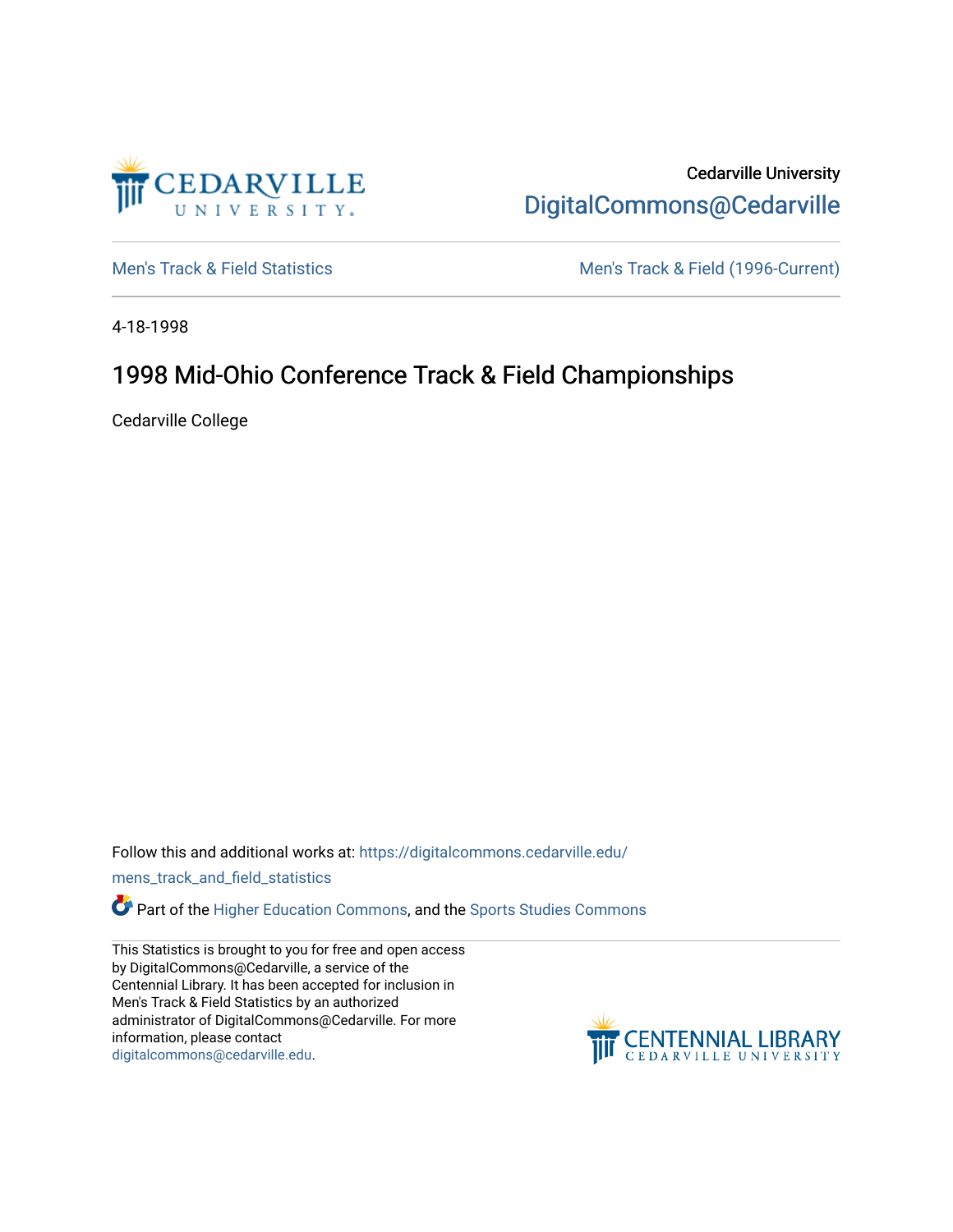Cedarville University

DigitalCommons@Cedarville

Men's Track & Field Statistics

Men's Track & Field (1996-Current)

4-18-1998

# 1998 Mid-Ohio Conference Track & Field Championships

Cedarville College

Follow this and additional works at: https://digitalcommons.cedarville.edu/mens_track_and_field_statistics

Part of the Higher Education Commons, and the Sports Studies Commons

This Statistics is brought to you for free and open access by DigitalCommons@Cedarville, a service of the Centennial Library. It has been accepted for inclusion in Men's Track & Field Statistics by an authorized administrator of DigitalCommons@Cedarville. For more information, please contact digitalcommons@cedarville.edu.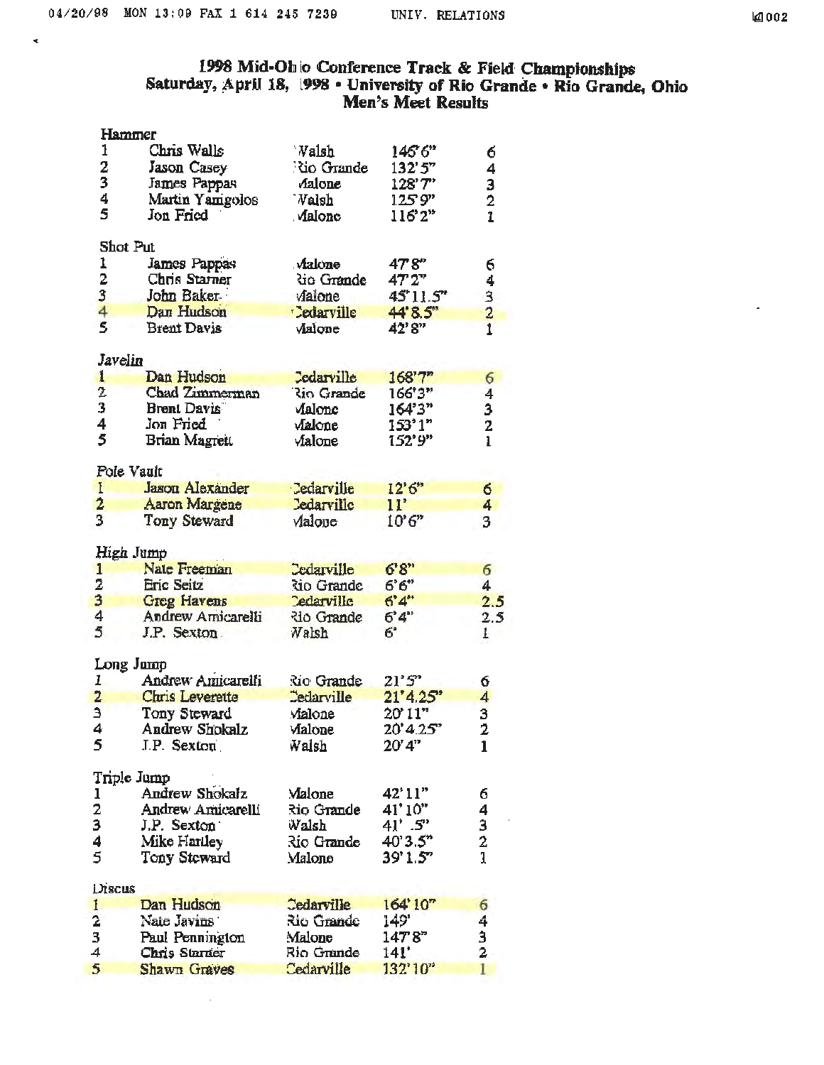# 1998 Mid-Ohio Conference Track & Field Championships

## Saturday, April 18, 1998 • University of Rio Grande • Rio Grande, Ohio

## Men's Meet Results

### Hammer

| Place | Name | School | Mark | Points |
|---|---|---|---|---|
| 1 | Chris Walls | Walsh | 146'6" | 6 |
| 2 | Jason Casey | Rio Grande | 132'5" | 4 |
| 3 | James Pappas | Malone | 128'7" | 3 |
| 4 | Martin Yamgolos | Walsh | 125'9" | 2 |
| 5 | Jon Fried | Malone | 116'2" | 1 |

### Shot Put

| Place | Name | School | Mark | Points |
|---|---|---|---|---|
| 1 | James Pappas | Malone | 47'8" | 6 |
| 2 | Chris Starner | Rio Grande | 47'2" | 4 |
| 3 | John Baker | Malone | 45'11.5" | 3 |
| 4 | Dan Hudson | Cedarville | 44'8.5" | 2 |
| 5 | Brent Davis | Malone | 42'8" | 1 |

### Javelin

| Place | Name | School | Mark | Points |
|---|---|---|---|---|
| 1 | Dan Hudson | Cedarville | 168'7" | 6 |
| 2 | Chad Zimmerman | Rio Grande | 166'3" | 4 |
| 3 | Brent Davis | Malone | 164'3" | 3 |
| 4 | Jon Fried | Malone | 153'1" | 2 |
| 5 | Brian Magrett | Malone | 152'9" | 1 |

### Pole Vault

| Place | Name | School | Mark | Points |
|---|---|---|---|---|
| 1 | Jason Alexander | Cedarville | 12'6" | 6 |
| 2 | Aaron Margene | Cedarville | 11' | 4 |
| 3 | Tony Steward | Malone | 10'6" | 3 |

### High Jump

| Place | Name | School | Mark | Points |
|---|---|---|---|---|
| 1 | Nate Freeman | Cedarville | 6'8" | 6 |
| 2 | Eric Seitz | Rio Grande | 6'6" | 4 |
| 3 | Greg Havens | Cedarville | 6'4" | 2.5 |
| 4 | Andrew Amicarelli | Rio Grande | 6'4" | 2.5 |
| 5 | J.P. Sexton | Walsh | 6' | 1 |

### Long Jump

| Place | Name | School | Mark | Points |
|---|---|---|---|---|
| 1 | Andrew Amicarelli | Rio Grande | 21'5" | 6 |
| 2 | Chris Leverette | Cedarville | 21'4.25" | 4 |
| 3 | Tony Steward | Malone | 20'11" | 3 |
| 4 | Andrew Shokalz | Malone | 20'4.25" | 2 |
| 5 | J.P. Sexton | Walsh | 20'4" | 1 |

### Triple Jump

| Place | Name | School | Mark | Points |
|---|---|---|---|---|
| 1 | Andrew Shokalz | Malone | 42'11" | 6 |
| 2 | Andrew Amicarelli | Rio Grande | 41'10" | 4 |
| 3 | J.P. Sexton | Walsh | 41' .5" | 3 |
| 4 | Mike Hartley | Rio Grande | 40'3.5" | 2 |
| 5 | Tony Steward | Malone | 39'1.5" | 1 |

### Discus

| Place | Name | School | Mark | Points |
|---|---|---|---|---|
| 1 | Dan Hudson | Cedarville | 164'10" | 6 |
| 2 | Nate Javins | Rio Grande | 149' | 4 |
| 3 | Paul Pennington | Malone | 147'8" | 3 |
| 4 | Chris Starner | Rio Grande | 141' | 2 |
| 5 | Shawn Graves | Cedarville | 132'10" | 1 |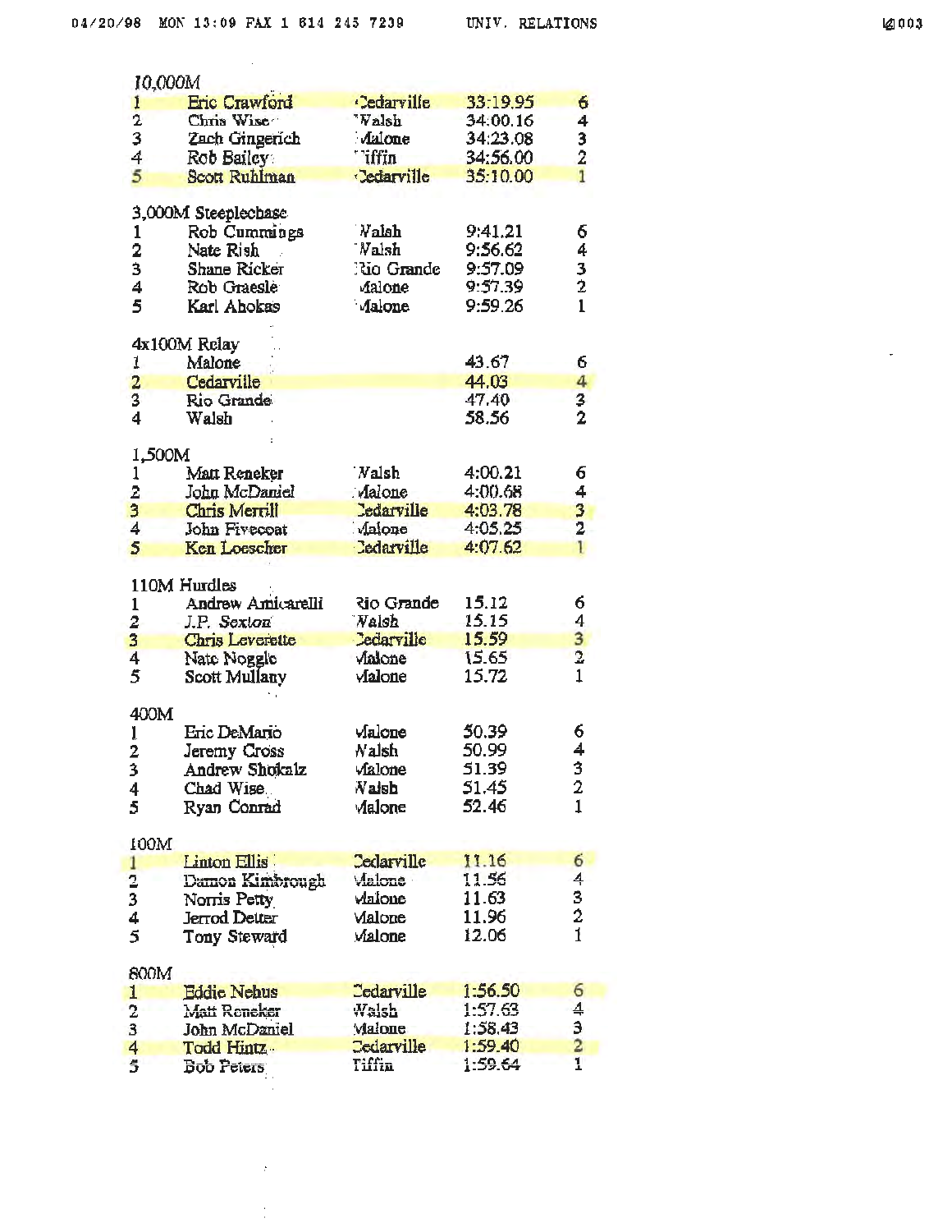### 10,000M

| | | | | |
|---|---|---|---|---|
| 1 | Eric Crawford | Cedarville | 33:19.95 | 6 |
| 2 | Chris Wise | Walsh | 34:00.16 | 4 |
| 3 | Zach Gingerich | Malone | 34:23.08 | 3 |
| 4 | Rob Bailey | Tiffin | 34:56.00 | 2 |
| 5 | Scott Ruhlman | Cedarville | 35:10.00 | 1 |

### 3,000M Steeplechase

| | | | | |
|---|---|---|---|---|
| 1 | Rob Cummings | Walsh | 9:41.21 | 6 |
| 2 | Nate Rish | Walsh | 9:56.62 | 4 |
| 3 | Shane Ricker | Rio Grande | 9:57.09 | 3 |
| 4 | Rob Graesle | Malone | 9:57.39 | 2 |
| 5 | Karl Abokas | Malone | 9:59.26 | 1 |

### 4x100M Relay

| | | | | |
|---|---|---|---|---|
| 1 | Malone | | 43.67 | 6 |
| 2 | Cedarville | | 44.03 | 4 |
| 3 | Rio Grande | | 47.40 | 3 |
| 4 | Walsh | | 58.56 | 2 |

### 1,500M

| | | | | |
|---|---|---|---|---|
| 1 | Matt Reneker | Walsh | 4:00.21 | 6 |
| 2 | John McDaniel | Malone | 4:00.68 | 4 |
| 3 | Chris Merrill | Cedarville | 4:03.78 | 3 |
| 4 | John Fivecoat | Malone | 4:05.25 | 2 |
| 5 | Ken Loescher | Cedarville | 4:07.62 | 1 |

### 110M Hurdles

| | | | | |
|---|---|---|---|---|
| 1 | Andrew Amicarelli | Rio Grande | 15.12 | 6 |
| 2 | J.P. Sexton | Walsh | 15.15 | 4 |
| 3 | Chris Leverette | Cedarville | 15.59 | 3 |
| 4 | Nate Noggle | Malone | 15.65 | 2 |
| 5 | Scott Mullany | Malone | 15.72 | 1 |

### 400M

| | | | | |
|---|---|---|---|---|
| 1 | Eric DeMario | Malone | 50.39 | 6 |
| 2 | Jeremy Cross | Walsh | 50.99 | 4 |
| 3 | Andrew Shokalz | Malone | 51.39 | 3 |
| 4 | Chad Wise | Walsh | 51.45 | 2 |
| 5 | Ryan Conrad | Malone | 52.46 | 1 |

### 100M

| | | | | |
|---|---|---|---|---|
| 1 | Linton Ellis | Cedarville | 11.16 | 6 |
| 2 | Damon Kimbrough | Malone | 11.56 | 4 |
| 3 | Norris Petty | Malone | 11.63 | 3 |
| 4 | Jerrod Detter | Malone | 11.96 | 2 |
| 5 | Tony Steward | Malone | 12.06 | 1 |

### 800M

| | | | | |
|---|---|---|---|---|
| 1 | Eddie Nehus | Cedarville | 1:56.50 | 6 |
| 2 | Matt Reneker | Walsh | 1:57.63 | 4 |
| 3 | John McDaniel | Malone | 1:58.43 | 3 |
| 4 | Todd Hintz | Cedarville | 1:59.40 | 2 |
| 5 | Bob Peters | Tiffin | 1:59.64 | 1 |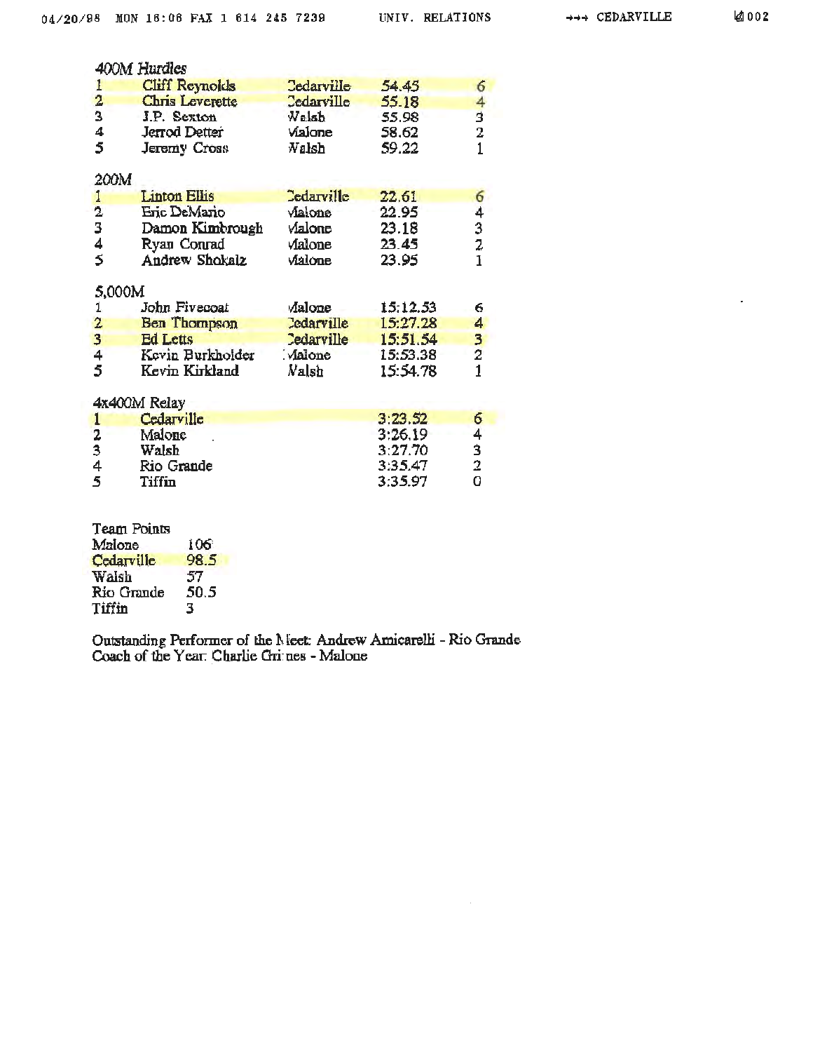### 400M Hurdles

| | | | | |
|---|---|---|---|---|
| 1 | Cliff Reynolds | Cedarville | 54.45 | 6 |
| 2 | Chris Leverette | Cedarville | 55.18 | 4 |
| 3 | J.P. Sexton | Walsh | 55.98 | 3 |
| 4 | Jerrod Detter | Malone | 58.62 | 2 |
| 5 | Jeremy Cross | Walsh | 59.22 | 1 |

### 200M

| | | | | |
|---|---|---|---|---|
| 1 | Linton Ellis | Cedarville | 22.61 | 6 |
| 2 | Eric DeMario | Malone | 22.95 | 4 |
| 3 | Damon Kimbrough | Malone | 23.18 | 3 |
| 4 | Ryan Conrad | Malone | 23.45 | 2 |
| 5 | Andrew Shokalz | Malone | 23.95 | 1 |

### 5,000M

| | | | | |
|---|---|---|---|---|
| 1 | John Fivecoat | Malone | 15:12.53 | 6 |
| 2 | Ben Thompson | Cedarville | 15:27.28 | 4 |
| 3 | Ed Letts | Cedarville | 15:51.54 | 3 |
| 4 | Kevin Burkholder | Malone | 15:53.38 | 2 |
| 5 | Kevin Kirkland | Walsh | 15:54.78 | 1 |

### 4x400M Relay

| | | | |
|---|---|---|---|
| 1 | Cedarville | 3:23.52 | 6 |
| 2 | Malone | 3:26.19 | 4 |
| 3 | Walsh | 3:27.70 | 3 |
| 4 | Rio Grande | 3:35.47 | 2 |
| 5 | Tiffin | 3:35.97 | 0 |

### Team Points

| | |
|---|---|
| Malone | 106 |
| Cedarville | 98.5 |
| Walsh | 57 |
| Rio Grande | 50.5 |
| Tiffin | 3 |

Outstanding Performer of the Meet: Andrew Amicarelli - Rio Grande

Coach of the Year: Charlie Grimes - Malone